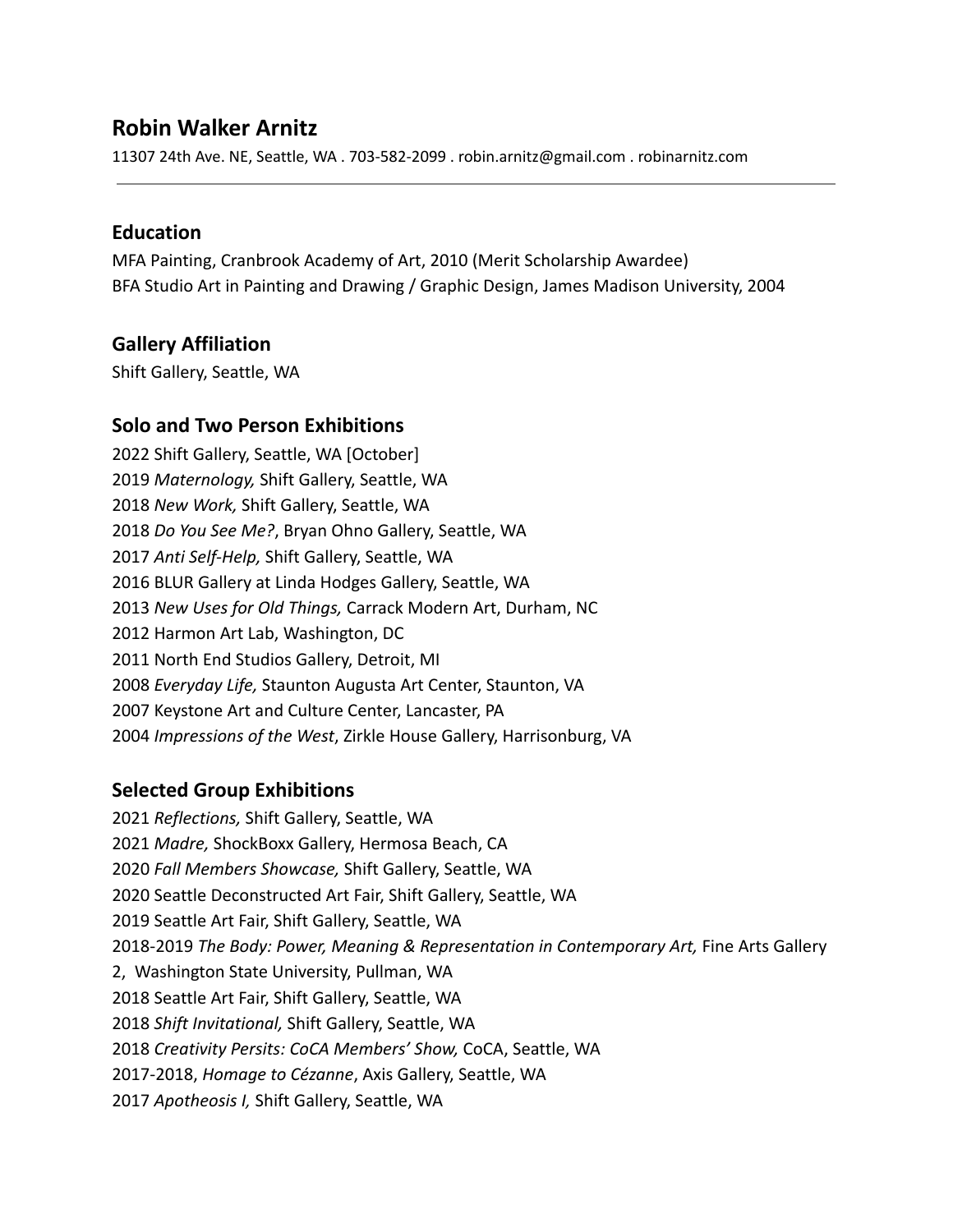# Robin Walker Arnitz

11307 24th Ave. NE, Seattle, WA . 703-582-2099 . robin.arnitz@gmail.com . robinarnitz.com

---

## Education

MFA Painting, Cranbrook Academy of Art, 2010 (Merit Scholarship Awardee)
BFA Studio Art in Painting and Drawing / Graphic Design, James Madison University, 2004

## Gallery Affiliation

Shift Gallery, Seattle, WA

## Solo and Two Person Exhibitions

2022 Shift Gallery, Seattle, WA [October]
2019 *Maternology,* Shift Gallery, Seattle, WA
2018 *New Work,* Shift Gallery, Seattle, WA
2018 *Do You See Me?*, Bryan Ohno Gallery, Seattle, WA
2017 *Anti Self-Help,* Shift Gallery, Seattle, WA
2016 BLUR Gallery at Linda Hodges Gallery, Seattle, WA
2013 *New Uses for Old Things,* Carrack Modern Art, Durham, NC
2012 Harmon Art Lab, Washington, DC
2011 North End Studios Gallery, Detroit, MI
2008 *Everyday Life,* Staunton Augusta Art Center, Staunton, VA
2007 Keystone Art and Culture Center, Lancaster, PA
2004 *Impressions of the West*, Zirkle House Gallery, Harrisonburg, VA

## Selected Group Exhibitions

2021 *Reflections,* Shift Gallery, Seattle, WA
2021 *Madre,* ShockBoxx Gallery, Hermosa Beach, CA
2020 *Fall Members Showcase,* Shift Gallery, Seattle, WA
2020 Seattle Deconstructed Art Fair, Shift Gallery, Seattle, WA
2019 Seattle Art Fair, Shift Gallery, Seattle, WA
2018-2019 *The Body: Power, Meaning & Representation in Contemporary Art,* Fine Arts Gallery 2, Washington State University, Pullman, WA
2018 Seattle Art Fair, Shift Gallery, Seattle, WA
2018 *Shift Invitational,* Shift Gallery, Seattle, WA
2018 *Creativity Persits: CoCA Members' Show,* CoCA, Seattle, WA
2017-2018, *Homage to Cézanne*, Axis Gallery, Seattle, WA
2017 *Apotheosis I,* Shift Gallery, Seattle, WA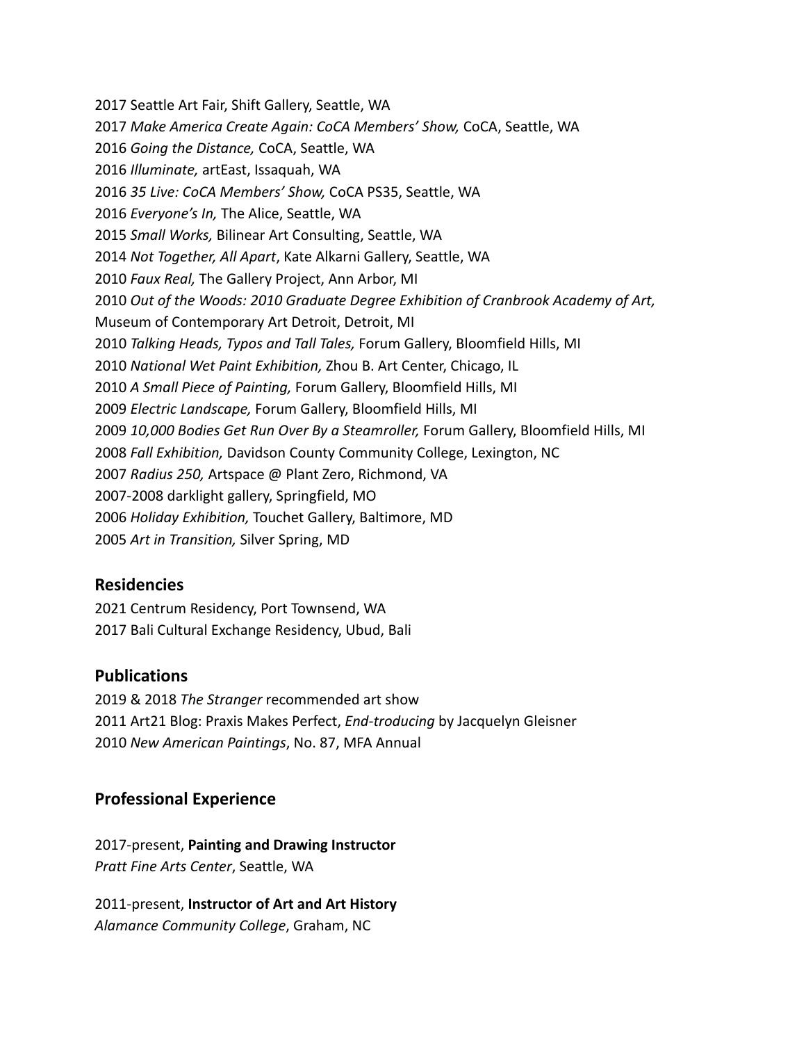2017 Seattle Art Fair, Shift Gallery, Seattle, WA
2017 *Make America Create Again: CoCA Members' Show,* CoCA, Seattle, WA
2016 *Going the Distance,* CoCA, Seattle, WA
2016 *Illuminate,* artEast, Issaquah, WA
2016 *35 Live: CoCA Members' Show,* CoCA PS35, Seattle, WA
2016 *Everyone's In,* The Alice, Seattle, WA
2015 *Small Works,* Bilinear Art Consulting, Seattle, WA
2014 *Not Together, All Apart*, Kate Alkarni Gallery, Seattle, WA
2010 *Faux Real,* The Gallery Project, Ann Arbor, MI
2010 *Out of the Woods: 2010 Graduate Degree Exhibition of Cranbrook Academy of Art,* Museum of Contemporary Art Detroit, Detroit, MI
2010 *Talking Heads, Typos and Tall Tales,* Forum Gallery, Bloomfield Hills, MI
2010 *National Wet Paint Exhibition,* Zhou B. Art Center, Chicago, IL
2010 *A Small Piece of Painting,* Forum Gallery, Bloomfield Hills, MI
2009 *Electric Landscape,* Forum Gallery, Bloomfield Hills, MI
2009 *10,000 Bodies Get Run Over By a Steamroller,* Forum Gallery, Bloomfield Hills, MI
2008 *Fall Exhibition,* Davidson County Community College, Lexington, NC
2007 *Radius 250,* Artspace @ Plant Zero, Richmond, VA
2007-2008 darklight gallery, Springfield, MO
2006 *Holiday Exhibition,* Touchet Gallery, Baltimore, MD
2005 *Art in Transition,* Silver Spring, MD

## Residencies

2021 Centrum Residency, Port Townsend, WA
2017 Bali Cultural Exchange Residency, Ubud, Bali

## Publications

2019 & 2018 *The Stranger* recommended art show
2011 Art21 Blog: Praxis Makes Perfect, *End-troducing* by Jacquelyn Gleisner
2010 *New American Paintings*, No. 87, MFA Annual

## Professional Experience

2017-present, **Painting and Drawing Instructor**
*Pratt Fine Arts Center*, Seattle, WA

2011-present, **Instructor of Art and Art History**
*Alamance Community College*, Graham, NC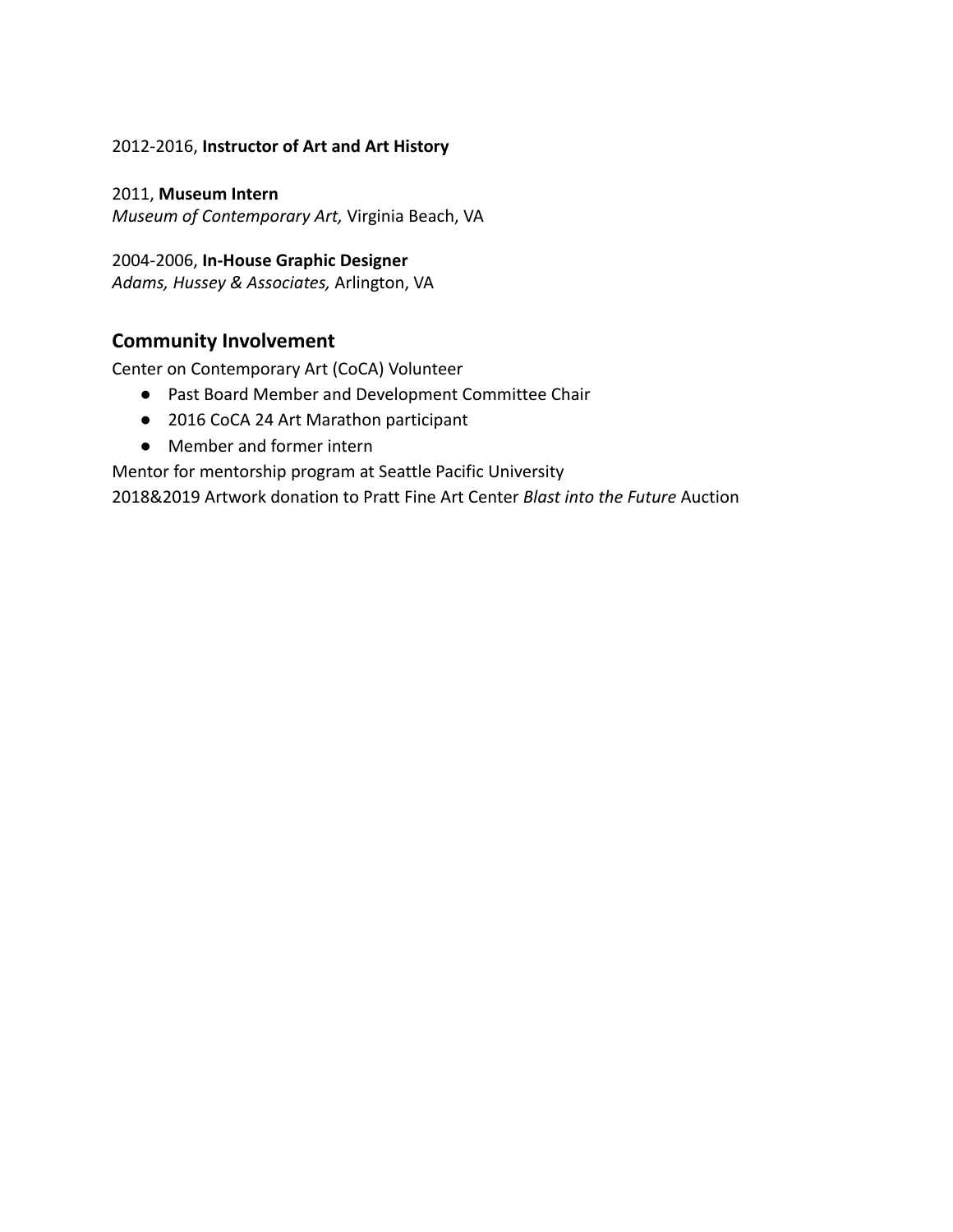2012-2016, **Instructor of Art and Art History**

2011, **Museum Intern**
*Museum of Contemporary Art,* Virginia Beach, VA

2004-2006, **In-House Graphic Designer**
*Adams, Hussey & Associates,* Arlington, VA

## Community Involvement

Center on Contemporary Art (CoCA) Volunteer

- Past Board Member and Development Committee Chair
- 2016 CoCA 24 Art Marathon participant
- Member and former intern

Mentor for mentorship program at Seattle Pacific University
2018&2019 Artwork donation to Pratt Fine Art Center *Blast into the Future* Auction